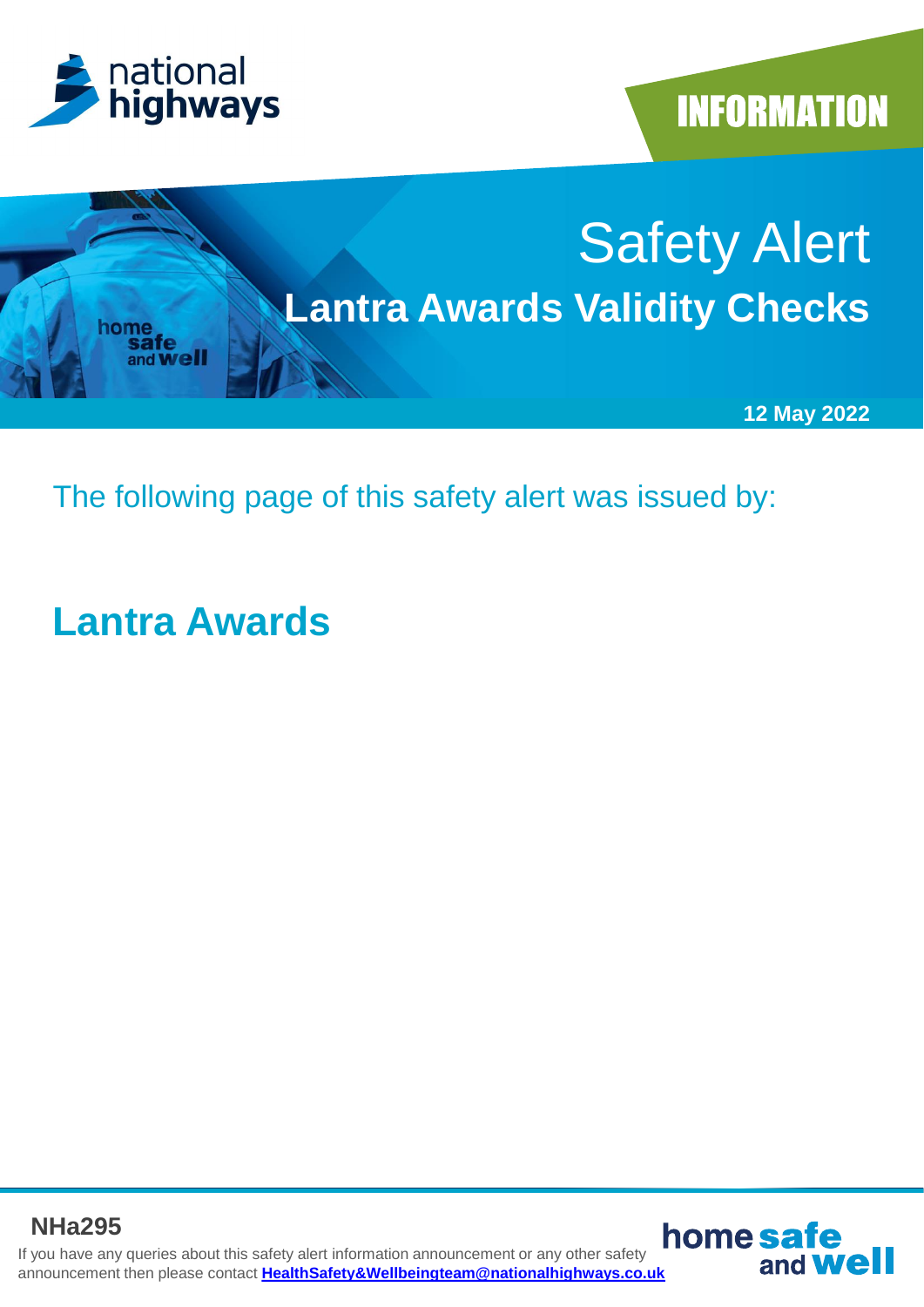INFORMATION

# Safety Alert

## Lantra Awards Validity Checks

**12 May 2022**

The following page of this safety alert was issued by:

## Lantra Awards

**NHa295**

If you have any queries about this safety alert information announcement or any other safety announcement then please contact **HealthSafety&Wellbeingteam@nationalhighways.co.uk**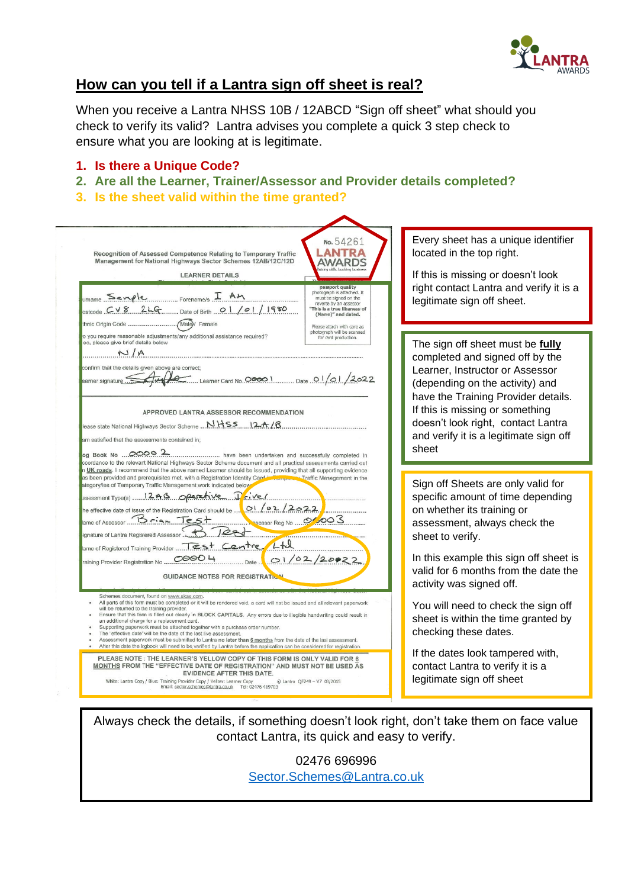# How can you tell if a Lantra sign off sheet is real?

When you receive a Lantra NHSS 10B / 12ABCD "Sign off sheet" what should you check to verify its valid? Lantra advises you complete a quick 3 step check to ensure what you are looking at is legitimate.

1. **Is there a Unique Code?**
2. **Are all the Learner, Trainer/Assessor and Provider details completed?**
3. **Is the sheet valid within the time granted?**

No. 54261

Recognition of Assessed Competence Relating to Temporary Traffic Management for National Highways Sector Schemes 12AB/12C/12D

LEARNER DETAILS

urname Sample Forename/s I Am

ostcode CV8 2LG Date of Birth 01/01/1980

thnic Origin Code ........ Male/ Female

o you require reasonable adjustments/any additional assistance required? es, please give brief details below

N/A

onfirm that the details given above are correct;

earner signature ........ Learner Card No. 0000 1 Date 01/01/2022

passport quality photograph is attached. It must be signed on the reverse by an assessor "This is a true likeness of (Name)" and dated.

Please attach with care as photograph will be scanned for card production.

APPROVED LANTRA ASSESSOR RECOMMENDATION

lease state National Highways Sector Scheme NHSS 12A/B

am satisfied that the assessments contained in;

og Book No 0000 2 have been undertaken and successfully completed in ccordance to the relevant National Highways Sector Scheme document and all practical assessments carried out n UK roads. I recommend that the above named Learner should be issued, providing that all supporting evidence as been provided and prerequisites met, with a Registration Identity Card in Temporary Traffic Management in the ategory/ies of Temporary Traffic Management work indicated below

ssessment Type(s) 12A/B Operative Driver

he effective date of issue of the Registration Card should be 01/02/2022

ame of Assessor Brian Test Assessor Reg No 00003

ignature of Lantra Registered Assessor B Test

ame of Registered Training Provider Test Centre Ltd

raining Provider Registration No 0000 4 Date 01/02/2022

GUIDANCE NOTES FOR REGISTRATION

Schemes document, found on www.ukas.com.

- All parts of this form must be completed or it will be rendered void, a card will not be issued and all relevant paperwork will be returned to the training provider.
- Ensure that this form is filled out clearly in BLOCK CAPITALS. Any errors due to illegible handwriting could result in an additional charge for a replacement card.
- Supporting paperwork must be attached together with a purchase order number.
- The "effective date" will be the date of the last live assessment.
- Assessment paperwork must be submitted to Lantra no later than 6 months from the date of the last assessment.
- After this date the logbook will need to be verified by Lantra before the application can be considered for registration.

PLEASE NOTE: THE LEARNER'S YELLOW COPY OF THIS FORM IS ONLY VALID FOR 6 MONTHS FROM THE "EFFECTIVE DATE OF REGISTRATION" AND MUST NOT BE USED AS EVIDENCE AFTER THIS DATE.

White: Lantra Copy / Blue: Training Provider Copy / Yellow: Learner Copy © Lantra QF249 – V7 03/2015
Email: sector.schemes@lantra.co.uk Tel: 02476 419703

Every sheet has a unique identifier located in the top right.

If this is missing or doesn't look right contact Lantra and verify it is a legitimate sign off sheet.

The sign off sheet must be **fully** completed and signed off by the Learner, Instructor or Assessor (depending on the activity) and have the Training Provider details. If this is missing or something doesn't look right, contact Lantra and verify it is a legitimate sign off sheet

Sign off Sheets are only valid for specific amount of time depending on whether its training or assessment, always check the sheet to verify.

In this example this sign off sheet is valid for 6 months from the date the activity was signed off.

You will need to check the sign off sheet is within the time granted by checking these dates.

If the dates look tampered with, contact Lantra to verify it is a legitimate sign off sheet

Always check the details, if something doesn't look right, don't take them on face value contact Lantra, its quick and easy to verify.

02476 696996

Sector.Schemes@Lantra.co.uk